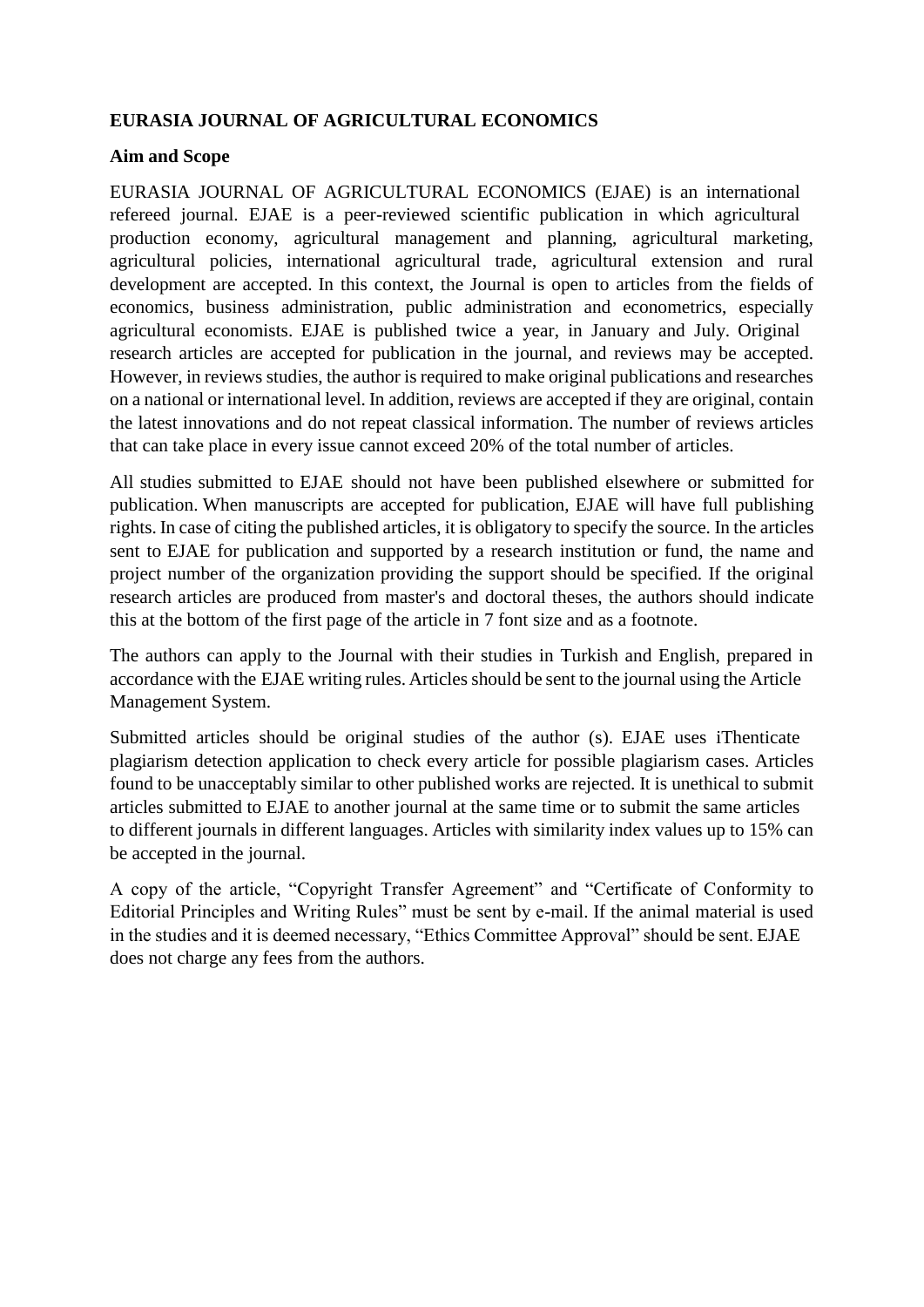**EURASIA JOURNAL OF AGRICULTURAL ECONOMICS**

**Aim and Scope**

EURASIA JOURNAL OF AGRICULTURAL ECONOMICS (EJAE) is an international refereed journal. EJAE is a peer-reviewed scientific publication in which agricultural production economy, agricultural management and planning, agricultural marketing, agricultural policies, international agricultural trade, agricultural extension and rural development are accepted. In this context, the Journal is open to articles from the fields of economics, business administration, public administration and econometrics, especially agricultural economists. EJAE is published twice a year, in January and July. Original research articles are accepted for publication in the journal, and reviews may be accepted. However, in reviews studies, the author is required to make original publications and researches on a national or international level. In addition, reviews are accepted if they are original, contain the latest innovations and do not repeat classical information. The number of reviews articles that can take place in every issue cannot exceed 20% of the total number of articles.

All studies submitted to EJAE should not have been published elsewhere or submitted for publication. When manuscripts are accepted for publication, EJAE will have full publishing rights. In case of citing the published articles, it is obligatory to specify the source. In the articles sent to EJAE for publication and supported by a research institution or fund, the name and project number of the organization providing the support should be specified. If the original research articles are produced from master's and doctoral theses, the authors should indicate this at the bottom of the first page of the article in 7 font size and as a footnote.

The authors can apply to the Journal with their studies in Turkish and English, prepared in accordance with the EJAE writing rules. Articles should be sent to the journal using the Article Management System.

Submitted articles should be original studies of the author (s). EJAE uses iThenticate plagiarism detection application to check every article for possible plagiarism cases. Articles found to be unacceptably similar to other published works are rejected. It is unethical to submit articles submitted to EJAE to another journal at the same time or to submit the same articles to different journals in different languages. Articles with similarity index values up to 15% can be accepted in the journal.

A copy of the article, “Copyright Transfer Agreement” and “Certificate of Conformity to Editorial Principles and Writing Rules” must be sent by e-mail. If the animal material is used in the studies and it is deemed necessary, “Ethics Committee Approval” should be sent. EJAE does not charge any fees from the authors.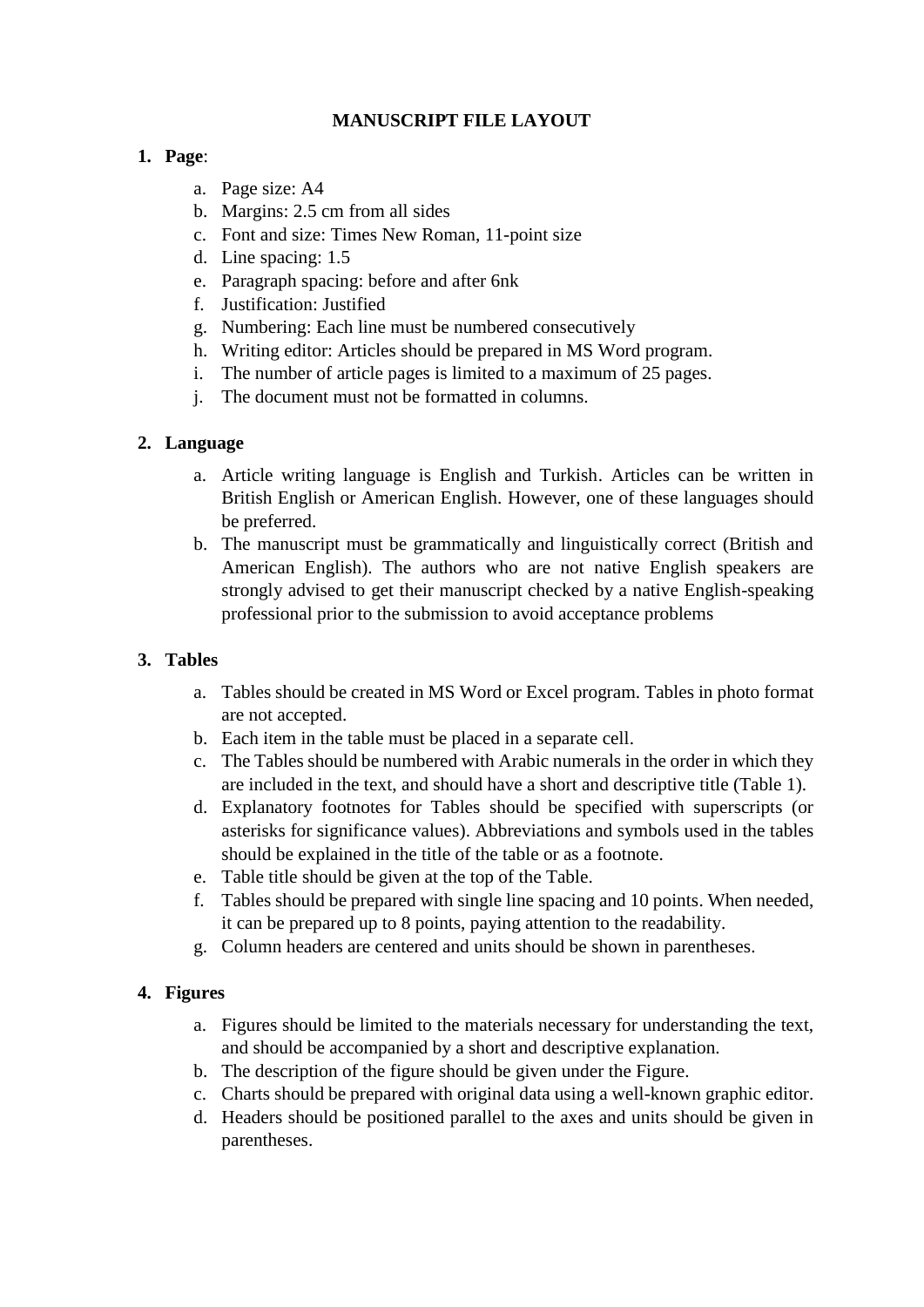# MANUSCRIPT FILE LAYOUT

1. **Page**:
   a. Page size: A4
   b. Margins: 2.5 cm from all sides
   c. Font and size: Times New Roman, 11-point size
   d. Line spacing: 1.5
   e. Paragraph spacing: before and after 6nk
   f. Justification: Justified
   g. Numbering: Each line must be numbered consecutively
   h. Writing editor: Articles should be prepared in MS Word program.
   i. The number of article pages is limited to a maximum of 25 pages.
   j. The document must not be formatted in columns.

2. **Language**
   a. Article writing language is English and Turkish. Articles can be written in British English or American English. However, one of these languages should be preferred.
   b. The manuscript must be grammatically and linguistically correct (British and American English). The authors who are not native English speakers are strongly advised to get their manuscript checked by a native English-speaking professional prior to the submission to avoid acceptance problems

3. **Tables**
   a. Tables should be created in MS Word or Excel program. Tables in photo format are not accepted.
   b. Each item in the table must be placed in a separate cell.
   c. The Tables should be numbered with Arabic numerals in the order in which they are included in the text, and should have a short and descriptive title (Table 1).
   d. Explanatory footnotes for Tables should be specified with superscripts (or asterisks for significance values). Abbreviations and symbols used in the tables should be explained in the title of the table or as a footnote.
   e. Table title should be given at the top of the Table.
   f. Tables should be prepared with single line spacing and 10 points. When needed, it can be prepared up to 8 points, paying attention to the readability.
   g. Column headers are centered and units should be shown in parentheses.

4. **Figures**
   a. Figures should be limited to the materials necessary for understanding the text, and should be accompanied by a short and descriptive explanation.
   b. The description of the figure should be given under the Figure.
   c. Charts should be prepared with original data using a well-known graphic editor.
   d. Headers should be positioned parallel to the axes and units should be given in parentheses.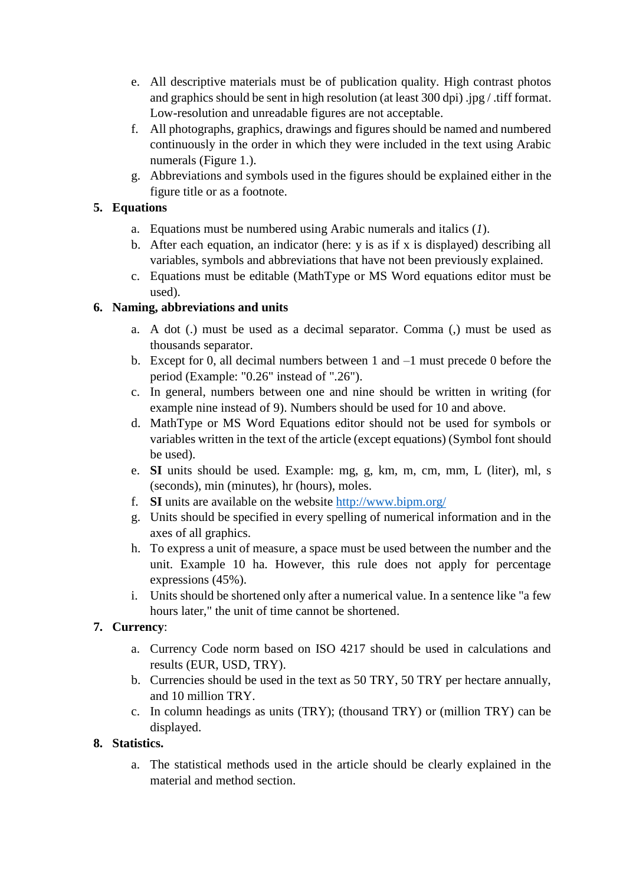e. All descriptive materials must be of publication quality. High contrast photos and graphics should be sent in high resolution (at least 300 dpi) .jpg / .tiff format. Low-resolution and unreadable figures are not acceptable.
f. All photographs, graphics, drawings and figures should be named and numbered continuously in the order in which they were included in the text using Arabic numerals (Figure 1.).
g. Abbreviations and symbols used in the figures should be explained either in the figure title or as a footnote.

5. **Equations**

a. Equations must be numbered using Arabic numerals and italics (*1*).
b. After each equation, an indicator (here: y is as if x is displayed) describing all variables, symbols and abbreviations that have not been previously explained.
c. Equations must be editable (MathType or MS Word equations editor must be used).

6. **Naming, abbreviations and units**

a. A dot (.) must be used as a decimal separator. Comma (,) must be used as thousands separator.
b. Except for 0, all decimal numbers between 1 and –1 must precede 0 before the period (Example: "0.26" instead of ".26").
c. In general, numbers between one and nine should be written in writing (for example nine instead of 9). Numbers should be used for 10 and above.
d. MathType or MS Word Equations editor should not be used for symbols or variables written in the text of the article (except equations) (Symbol font should be used).
e. **SI** units should be used. Example: mg, g, km, m, cm, mm, L (liter), ml, s (seconds), min (minutes), hr (hours), moles.
f. **SI** units are available on the website [http://www.bipm.org/](http://www.bipm.org/)
g. Units should be specified in every spelling of numerical information and in the axes of all graphics.
h. To express a unit of measure, a space must be used between the number and the unit. Example 10 ha. However, this rule does not apply for percentage expressions (45%).
i. Units should be shortened only after a numerical value. In a sentence like "a few hours later," the unit of time cannot be shortened.

7. **Currency**:

a. Currency Code norm based on ISO 4217 should be used in calculations and results (EUR, USD, TRY).
b. Currencies should be used in the text as 50 TRY, 50 TRY per hectare annually, and 10 million TRY.
c. In column headings as units (TRY); (thousand TRY) or (million TRY) can be displayed.

8. **Statistics.**

a. The statistical methods used in the article should be clearly explained in the material and method section.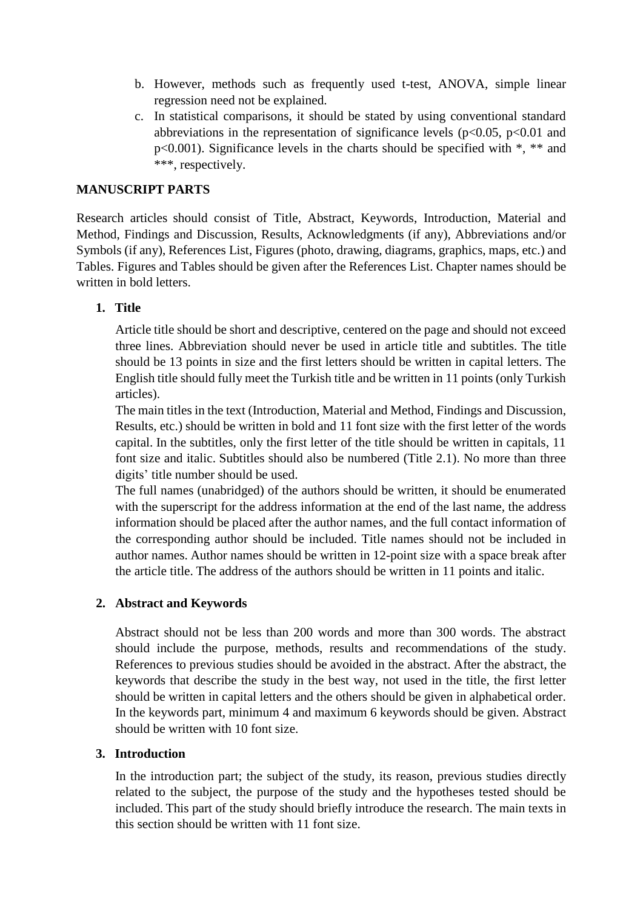b. However, methods such as frequently used t-test, ANOVA, simple linear regression need not be explained.
c. In statistical comparisons, it should be stated by using conventional standard abbreviations in the representation of significance levels ($p<0.05$, $p<0.01$ and $p<0.001$). Significance levels in the charts should be specified with *, ** and ***, respectively.

**MANUSCRIPT PARTS**

Research articles should consist of Title, Abstract, Keywords, Introduction, Material and Method, Findings and Discussion, Results, Acknowledgments (if any), Abbreviations and/or Symbols (if any), References List, Figures (photo, drawing, diagrams, graphics, maps, etc.) and Tables. Figures and Tables should be given after the References List. Chapter names should be written in bold letters.

1. **Title**

   Article title should be short and descriptive, centered on the page and should not exceed three lines. Abbreviation should never be used in article title and subtitles. The title should be 13 points in size and the first letters should be written in capital letters. The English title should fully meet the Turkish title and be written in 11 points (only Turkish articles).
   The main titles in the text (Introduction, Material and Method, Findings and Discussion, Results, etc.) should be written in bold and 11 font size with the first letter of the words capital. In the subtitles, only the first letter of the title should be written in capitals, 11 font size and italic. Subtitles should also be numbered (Title 2.1). No more than three digits' title number should be used.
   The full names (unabridged) of the authors should be written, it should be enumerated with the superscript for the address information at the end of the last name, the address information should be placed after the author names, and the full contact information of the corresponding author should be included. Title names should not be included in author names. Author names should be written in 12-point size with a space break after the article title. The address of the authors should be written in 11 points and italic.

2. **Abstract and Keywords**

   Abstract should not be less than 200 words and more than 300 words. The abstract should include the purpose, methods, results and recommendations of the study. References to previous studies should be avoided in the abstract. After the abstract, the keywords that describe the study in the best way, not used in the title, the first letter should be written in capital letters and the others should be given in alphabetical order. In the keywords part, minimum 4 and maximum 6 keywords should be given. Abstract should be written with 10 font size.

3. **Introduction**

   In the introduction part; the subject of the study, its reason, previous studies directly related to the subject, the purpose of the study and the hypotheses tested should be included. This part of the study should briefly introduce the research. The main texts in this section should be written with 11 font size.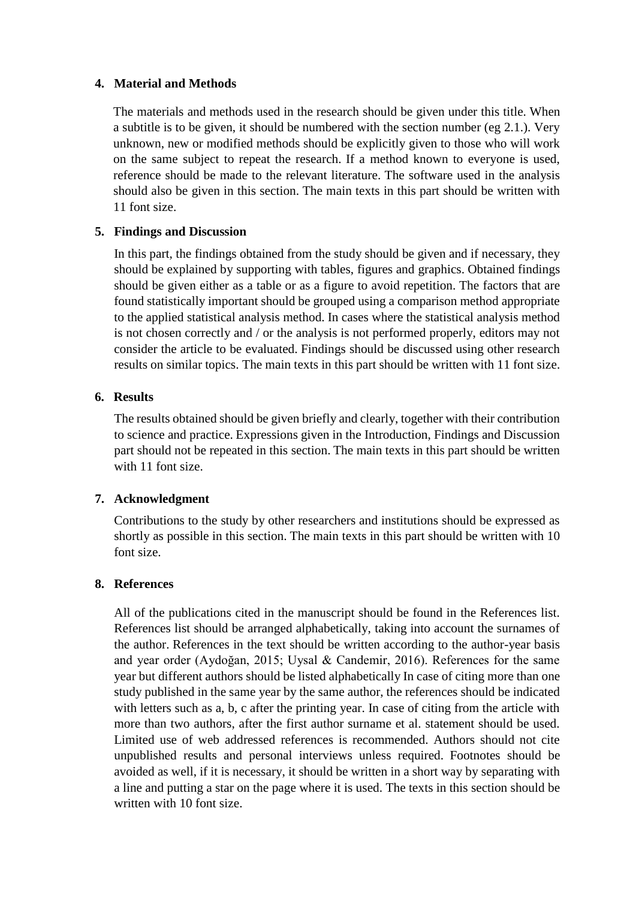## 4. Material and Methods

The materials and methods used in the research should be given under this title. When a subtitle is to be given, it should be numbered with the section number (eg 2.1.). Very unknown, new or modified methods should be explicitly given to those who will work on the same subject to repeat the research. If a method known to everyone is used, reference should be made to the relevant literature. The software used in the analysis should also be given in this section. The main texts in this part should be written with 11 font size.

## 5. Findings and Discussion

In this part, the findings obtained from the study should be given and if necessary, they should be explained by supporting with tables, figures and graphics. Obtained findings should be given either as a table or as a figure to avoid repetition. The factors that are found statistically important should be grouped using a comparison method appropriate to the applied statistical analysis method. In cases where the statistical analysis method is not chosen correctly and / or the analysis is not performed properly, editors may not consider the article to be evaluated. Findings should be discussed using other research results on similar topics. The main texts in this part should be written with 11 font size.

## 6. Results

The results obtained should be given briefly and clearly, together with their contribution to science and practice. Expressions given in the Introduction, Findings and Discussion part should not be repeated in this section. The main texts in this part should be written with 11 font size.

## 7. Acknowledgment

Contributions to the study by other researchers and institutions should be expressed as shortly as possible in this section. The main texts in this part should be written with 10 font size.

## 8. References

All of the publications cited in the manuscript should be found in the References list. References list should be arranged alphabetically, taking into account the surnames of the author. References in the text should be written according to the author-year basis and year order (Aydoğan, 2015; Uysal & Candemir, 2016). References for the same year but different authors should be listed alphabetically In case of citing more than one study published in the same year by the same author, the references should be indicated with letters such as a, b, c after the printing year. In case of citing from the article with more than two authors, after the first author surname et al. statement should be used. Limited use of web addressed references is recommended. Authors should not cite unpublished results and personal interviews unless required. Footnotes should be avoided as well, if it is necessary, it should be written in a short way by separating with a line and putting a star on the page where it is used. The texts in this section should be written with 10 font size.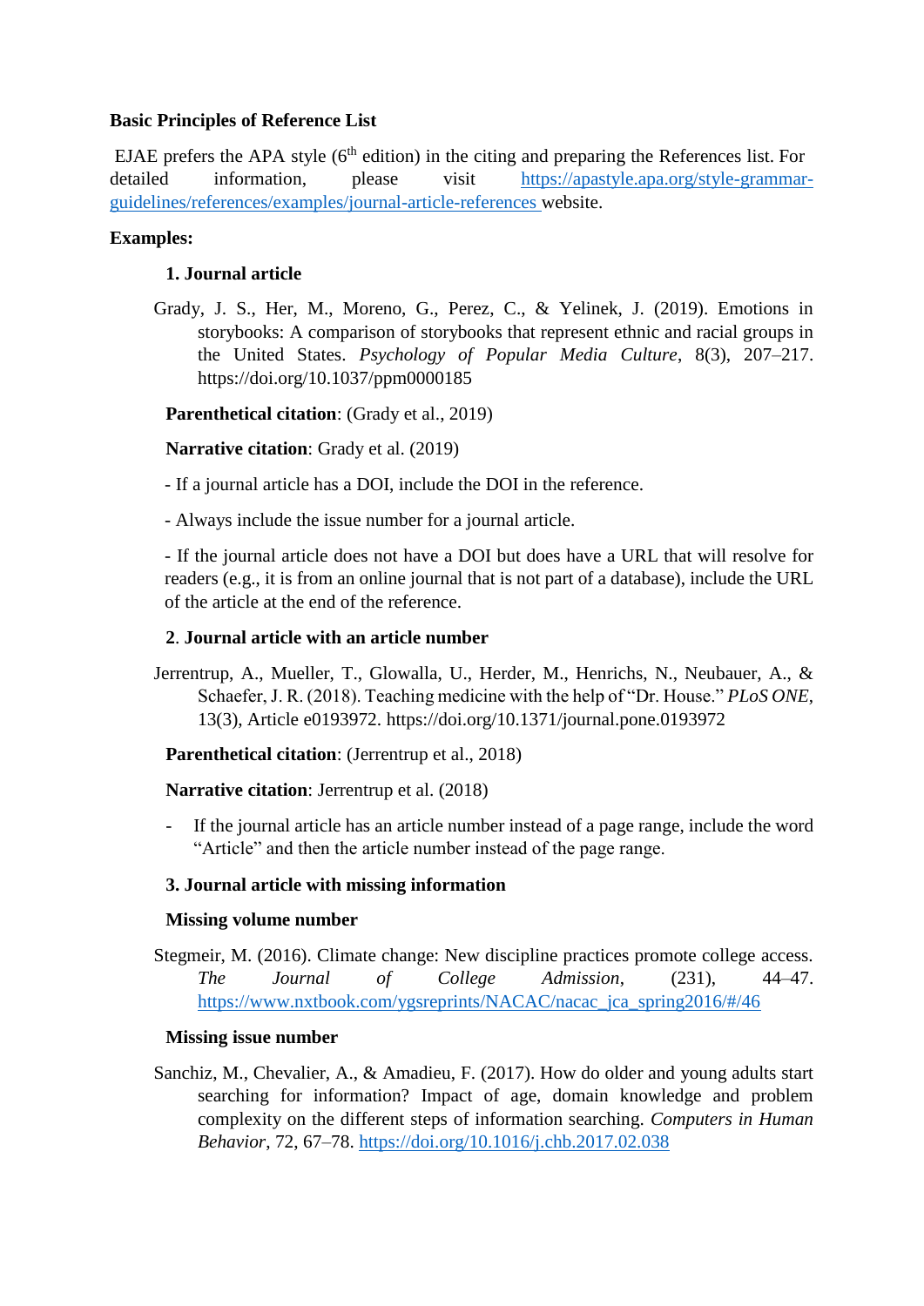**Basic Principles of Reference List**

EJAE prefers the APA style (6th edition) in the citing and preparing the References list. For detailed information, please visit https://apastyle.apa.org/style-grammar-guidelines/references/examples/journal-article-references website.

**Examples:**

**1. Journal article**

Grady, J. S., Her, M., Moreno, G., Perez, C., & Yelinek, J. (2019). Emotions in storybooks: A comparison of storybooks that represent ethnic and racial groups in the United States. *Psychology of Popular Media Culture*, 8(3), 207–217. https://doi.org/10.1037/ppm0000185

**Parenthetical citation**: (Grady et al., 2019)

**Narrative citation**: Grady et al. (2019)

- If a journal article has a DOI, include the DOI in the reference.

- Always include the issue number for a journal article.

- If the journal article does not have a DOI but does have a URL that will resolve for readers (e.g., it is from an online journal that is not part of a database), include the URL of the article at the end of the reference.

**2. Journal article with an article number**

Jerrentrup, A., Mueller, T., Glowalla, U., Herder, M., Henrichs, N., Neubauer, A., & Schaefer, J. R. (2018). Teaching medicine with the help of "Dr. House." *PLoS ONE*, 13(3), Article e0193972. https://doi.org/10.1371/journal.pone.0193972

**Parenthetical citation**: (Jerrentrup et al., 2018)

**Narrative citation**: Jerrentrup et al. (2018)

- If the journal article has an article number instead of a page range, include the word "Article" and then the article number instead of the page range.

**3. Journal article with missing information**

**Missing volume number**

Stegmeir, M. (2016). Climate change: New discipline practices promote college access. *The Journal of College Admission*, (231), 44–47. https://www.nxtbook.com/ygsreprints/NACAC/nacac_jca_spring2016/#/46

**Missing issue number**

Sanchiz, M., Chevalier, A., & Amadieu, F. (2017). How do older and young adults start searching for information? Impact of age, domain knowledge and problem complexity on the different steps of information searching. *Computers in Human Behavior*, 72, 67–78. https://doi.org/10.1016/j.chb.2017.02.038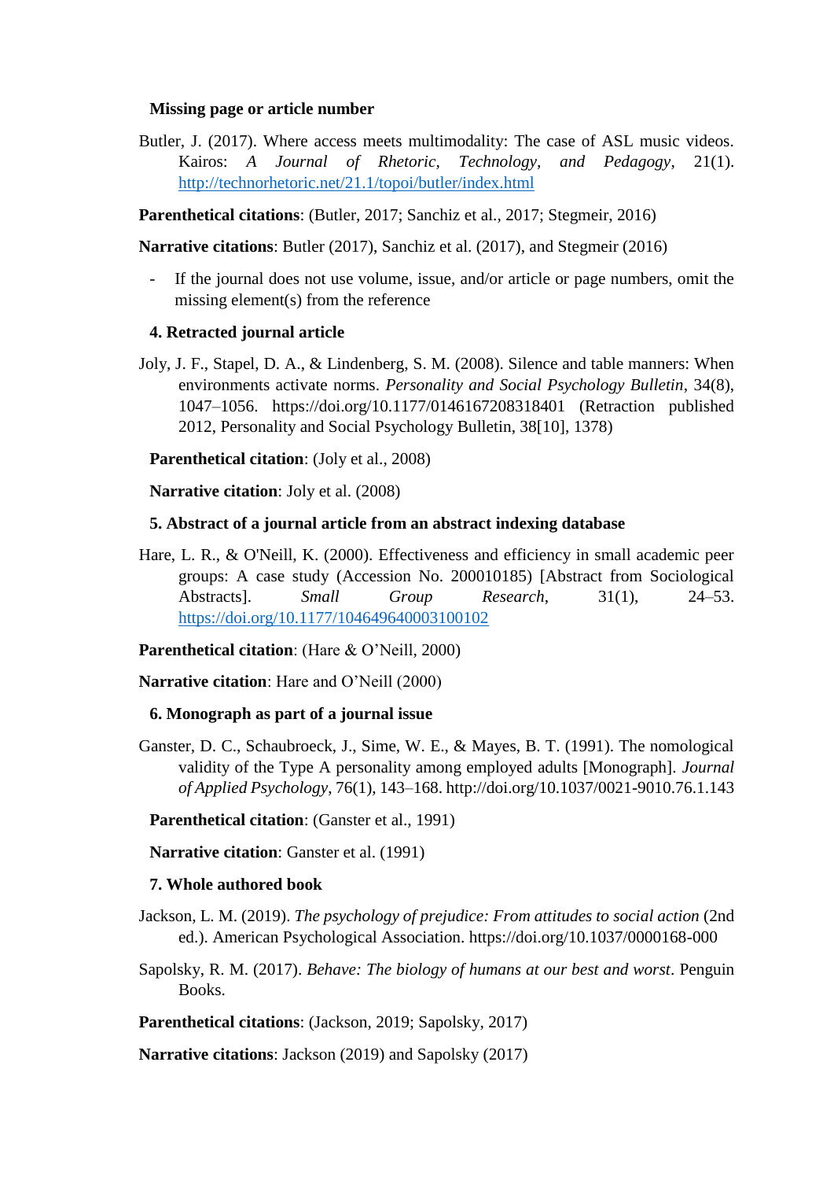**Missing page or article number**

Butler, J. (2017). Where access meets multimodality: The case of ASL music videos. Kairos: *A Journal of Rhetoric, Technology, and Pedagogy*, 21(1). http://technorhetoric.net/21.1/topoi/butler/index.html

**Parenthetical citations**: (Butler, 2017; Sanchiz et al., 2017; Stegmeir, 2016)

**Narrative citations**: Butler (2017), Sanchiz et al. (2017), and Stegmeir (2016)

- If the journal does not use volume, issue, and/or article or page numbers, omit the missing element(s) from the reference

**4. Retracted journal article**

Joly, J. F., Stapel, D. A., & Lindenberg, S. M. (2008). Silence and table manners: When environments activate norms. *Personality and Social Psychology Bulletin*, 34(8), 1047–1056. https://doi.org/10.1177/0146167208318401 (Retraction published 2012, Personality and Social Psychology Bulletin, 38[10], 1378)

**Parenthetical citation**: (Joly et al., 2008)

**Narrative citation**: Joly et al. (2008)

**5. Abstract of a journal article from an abstract indexing database**

Hare, L. R., & O'Neill, K. (2000). Effectiveness and efficiency in small academic peer groups: A case study (Accession No. 200010185) [Abstract from Sociological Abstracts]. *Small Group Research*, 31(1), 24–53. https://doi.org/10.1177/104649640003100102

**Parenthetical citation**: (Hare & O'Neill, 2000)

**Narrative citation**: Hare and O'Neill (2000)

**6. Monograph as part of a journal issue**

Ganster, D. C., Schaubroeck, J., Sime, W. E., & Mayes, B. T. (1991). The nomological validity of the Type A personality among employed adults [Monograph]. *Journal of Applied Psychology*, 76(1), 143–168. http://doi.org/10.1037/0021-9010.76.1.143

**Parenthetical citation**: (Ganster et al., 1991)

**Narrative citation**: Ganster et al. (1991)

**7. Whole authored book**

Jackson, L. M. (2019). *The psychology of prejudice: From attitudes to social action* (2nd ed.). American Psychological Association. https://doi.org/10.1037/0000168-000

Sapolsky, R. M. (2017). *Behave: The biology of humans at our best and worst*. Penguin Books.

**Parenthetical citations**: (Jackson, 2019; Sapolsky, 2017)

**Narrative citations**: Jackson (2019) and Sapolsky (2017)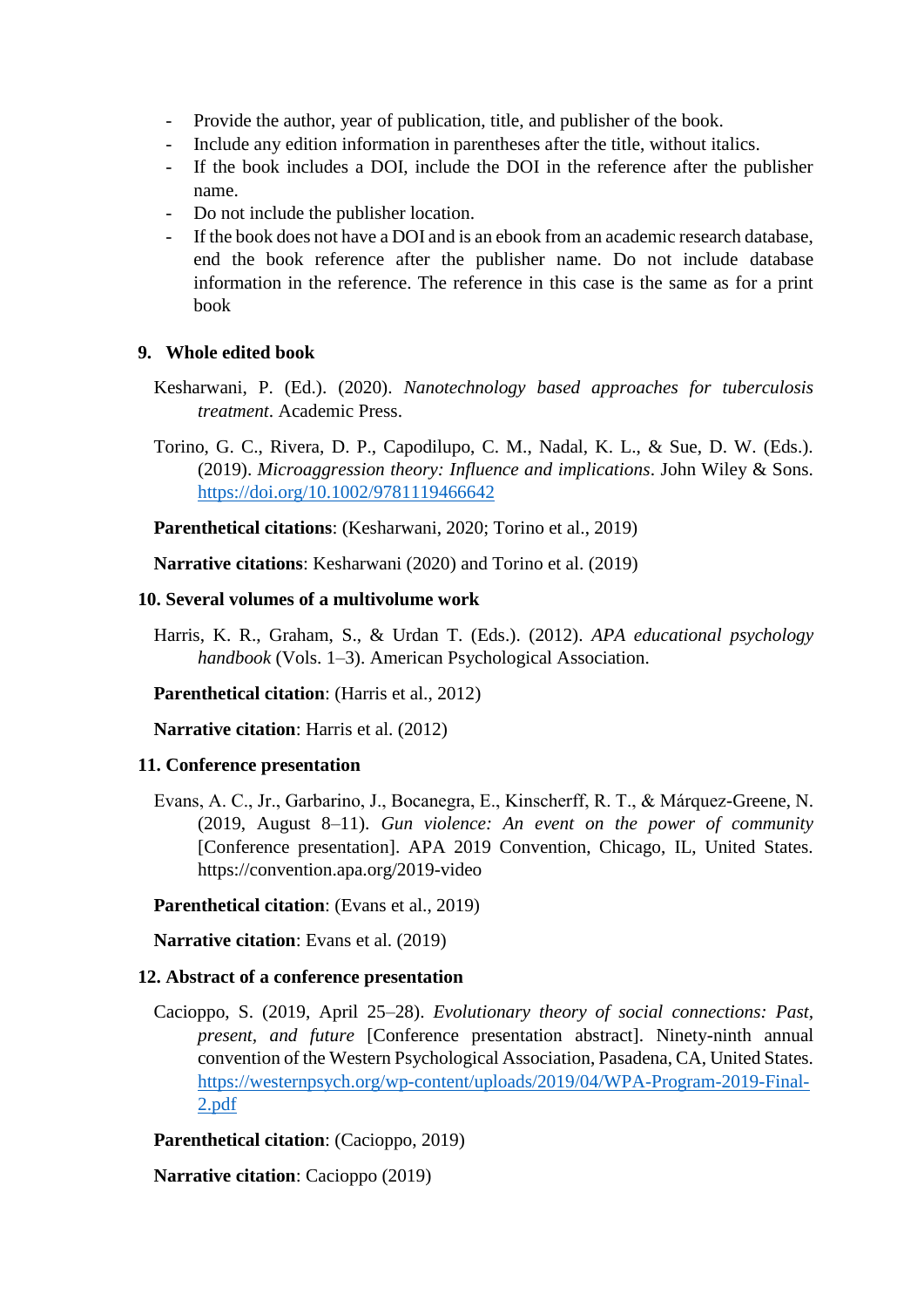- Provide the author, year of publication, title, and publisher of the book.
- Include any edition information in parentheses after the title, without italics.
- If the book includes a DOI, include the DOI in the reference after the publisher name.
- Do not include the publisher location.
- If the book does not have a DOI and is an ebook from an academic research database, end the book reference after the publisher name. Do not include database information in the reference. The reference in this case is the same as for a print book

**9. Whole edited book**

Kesharwani, P. (Ed.). (2020). *Nanotechnology based approaches for tuberculosis treatment*. Academic Press.

Torino, G. C., Rivera, D. P., Capodilupo, C. M., Nadal, K. L., & Sue, D. W. (Eds.). (2019). *Microaggression theory: Influence and implications*. John Wiley & Sons. https://doi.org/10.1002/9781119466642

**Parenthetical citations**: (Kesharwani, 2020; Torino et al., 2019)

**Narrative citations**: Kesharwani (2020) and Torino et al. (2019)

**10. Several volumes of a multivolume work**

Harris, K. R., Graham, S., & Urdan T. (Eds.). (2012). *APA educational psychology handbook* (Vols. 1–3). American Psychological Association.

**Parenthetical citation**: (Harris et al., 2012)

**Narrative citation**: Harris et al. (2012)

**11. Conference presentation**

Evans, A. C., Jr., Garbarino, J., Bocanegra, E., Kinscherff, R. T., & Márquez-Greene, N. (2019, August 8–11). *Gun violence: An event on the power of community* [Conference presentation]. APA 2019 Convention, Chicago, IL, United States. https://convention.apa.org/2019-video

**Parenthetical citation**: (Evans et al., 2019)

**Narrative citation**: Evans et al. (2019)

**12. Abstract of a conference presentation**

Cacioppo, S. (2019, April 25–28). *Evolutionary theory of social connections: Past, present, and future* [Conference presentation abstract]. Ninety-ninth annual convention of the Western Psychological Association, Pasadena, CA, United States. https://westernpsych.org/wp-content/uploads/2019/04/WPA-Program-2019-Final-2.pdf

**Parenthetical citation**: (Cacioppo, 2019)

**Narrative citation**: Cacioppo (2019)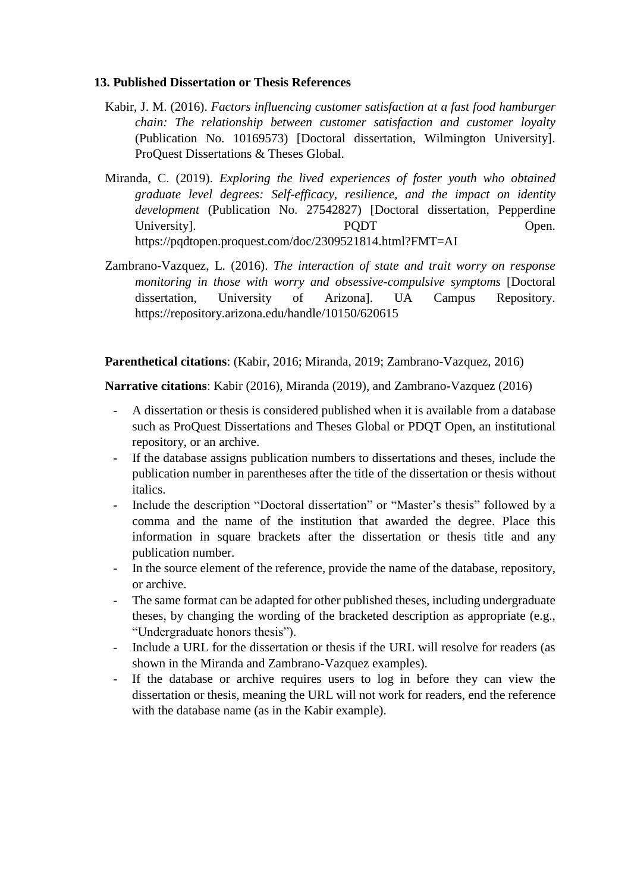**13. Published Dissertation or Thesis References**

Kabir, J. M. (2016). *Factors influencing customer satisfaction at a fast food hamburger chain: The relationship between customer satisfaction and customer loyalty* (Publication No. 10169573) [Doctoral dissertation, Wilmington University]. ProQuest Dissertations & Theses Global.

Miranda, C. (2019). *Exploring the lived experiences of foster youth who obtained graduate level degrees: Self-efficacy, resilience, and the impact on identity development* (Publication No. 27542827) [Doctoral dissertation, Pepperdine University]. PQDT Open. https://pqdtopen.proquest.com/doc/2309521814.html?FMT=AI

Zambrano-Vazquez, L. (2016). *The interaction of state and trait worry on response monitoring in those with worry and obsessive-compulsive symptoms* [Doctoral dissertation, University of Arizona]. UA Campus Repository. https://repository.arizona.edu/handle/10150/620615

**Parenthetical citations**: (Kabir, 2016; Miranda, 2019; Zambrano-Vazquez, 2016)

**Narrative citations**: Kabir (2016), Miranda (2019), and Zambrano-Vazquez (2016)

- A dissertation or thesis is considered published when it is available from a database such as ProQuest Dissertations and Theses Global or PDQT Open, an institutional repository, or an archive.
- If the database assigns publication numbers to dissertations and theses, include the publication number in parentheses after the title of the dissertation or thesis without italics.
- Include the description "Doctoral dissertation" or "Master's thesis" followed by a comma and the name of the institution that awarded the degree. Place this information in square brackets after the dissertation or thesis title and any publication number.
- In the source element of the reference, provide the name of the database, repository, or archive.
- The same format can be adapted for other published theses, including undergraduate theses, by changing the wording of the bracketed description as appropriate (e.g., "Undergraduate honors thesis").
- Include a URL for the dissertation or thesis if the URL will resolve for readers (as shown in the Miranda and Zambrano-Vazquez examples).
- If the database or archive requires users to log in before they can view the dissertation or thesis, meaning the URL will not work for readers, end the reference with the database name (as in the Kabir example).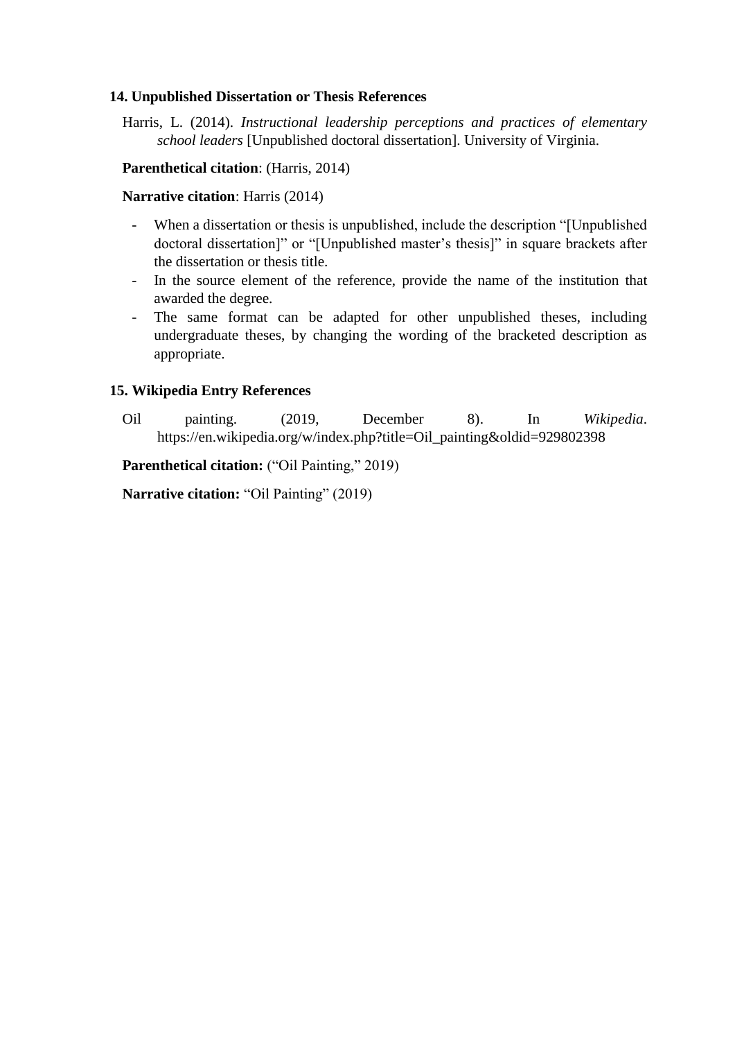### 14. Unpublished Dissertation or Thesis References

Harris, L. (2014). *Instructional leadership perceptions and practices of elementary school leaders* [Unpublished doctoral dissertation]. University of Virginia.

**Parenthetical citation**: (Harris, 2014)

**Narrative citation**: Harris (2014)

- When a dissertation or thesis is unpublished, include the description "[Unpublished doctoral dissertation]" or "[Unpublished master's thesis]" in square brackets after the dissertation or thesis title.
- In the source element of the reference, provide the name of the institution that awarded the degree.
- The same format can be adapted for other unpublished theses, including undergraduate theses, by changing the wording of the bracketed description as appropriate.

### 15. Wikipedia Entry References

Oil painting. (2019, December 8). In *Wikipedia*. https://en.wikipedia.org/w/index.php?title=Oil_painting&oldid=929802398

**Parenthetical citation:** ("Oil Painting," 2019)

**Narrative citation:** "Oil Painting" (2019)